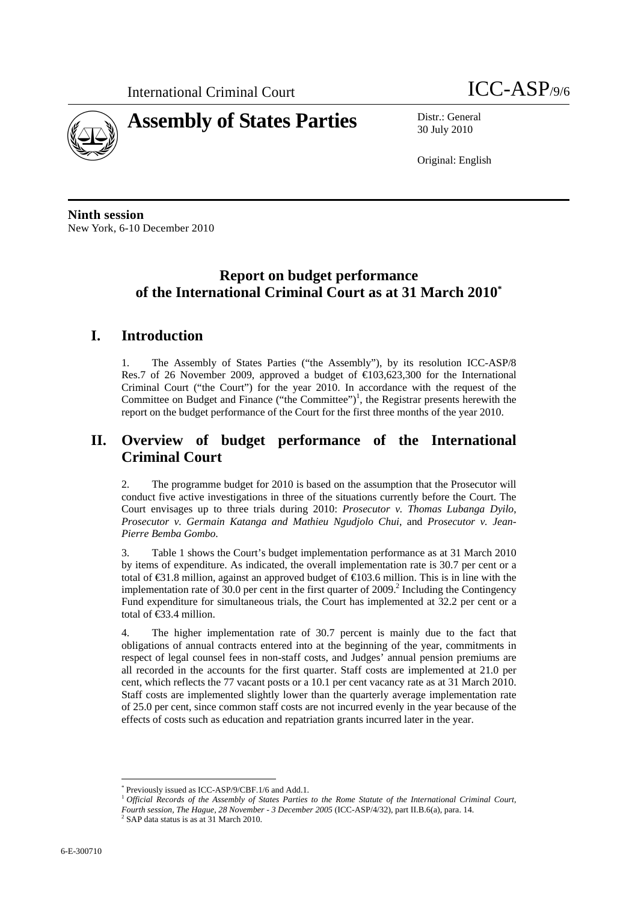International Criminal Court

ICC-ASP/9/6

# Assembly of States Parties

Distr.: General
30 July 2010

Original: English

**Ninth session**
New York, 6-10 December 2010

## Report on budget performance of the International Criminal Court as at 31 March 2010*

## I. Introduction

1. The Assembly of States Parties ("the Assembly"), by its resolution ICC-ASP/8 Res.7 of 26 November 2009, approved a budget of €103,623,300 for the International Criminal Court ("the Court") for the year 2010. In accordance with the request of the Committee on Budget and Finance ("the Committee")[1], the Registrar presents herewith the report on the budget performance of the Court for the first three months of the year 2010.

## II. Overview of budget performance of the International Criminal Court

2. The programme budget for 2010 is based on the assumption that the Prosecutor will conduct five active investigations in three of the situations currently before the Court. The Court envisages up to three trials during 2010: *Prosecutor v. Thomas Lubanga Dyilo*, *Prosecutor v. Germain Katanga and Mathieu Ngudjolo Chui*, and *Prosecutor v. Jean-Pierre Bemba Gombo*.

3. Table 1 shows the Court's budget implementation performance as at 31 March 2010 by items of expenditure. As indicated, the overall implementation rate is 30.7 per cent or a total of €31.8 million, against an approved budget of €103.6 million. This is in line with the implementation rate of 30.0 per cent in the first quarter of 2009.[2] Including the Contingency Fund expenditure for simultaneous trials, the Court has implemented at 32.2 per cent or a total of €33.4 million.

4. The higher implementation rate of 30.7 percent is mainly due to the fact that obligations of annual contracts entered into at the beginning of the year, commitments in respect of legal counsel fees in non-staff costs, and Judges' annual pension premiums are all recorded in the accounts for the first quarter. Staff costs are implemented at 21.0 per cent, which reflects the 77 vacant posts or a 10.1 per cent vacancy rate as at 31 March 2010. Staff costs are implemented slightly lower than the quarterly average implementation rate of 25.0 per cent, since common staff costs are not incurred evenly in the year because of the effects of costs such as education and repatriation grants incurred later in the year.

---

\* Previously issued as ICC-ASP/9/CBF.1/6 and Add.1.

[1] *Official Records of the Assembly of States Parties to the Rome Statute of the International Criminal Court, Fourth session, The Hague, 28 November - 3 December 2005* (ICC-ASP/4/32), part II.B.6(a), para. 14.

[2] SAP data status is as at 31 March 2010.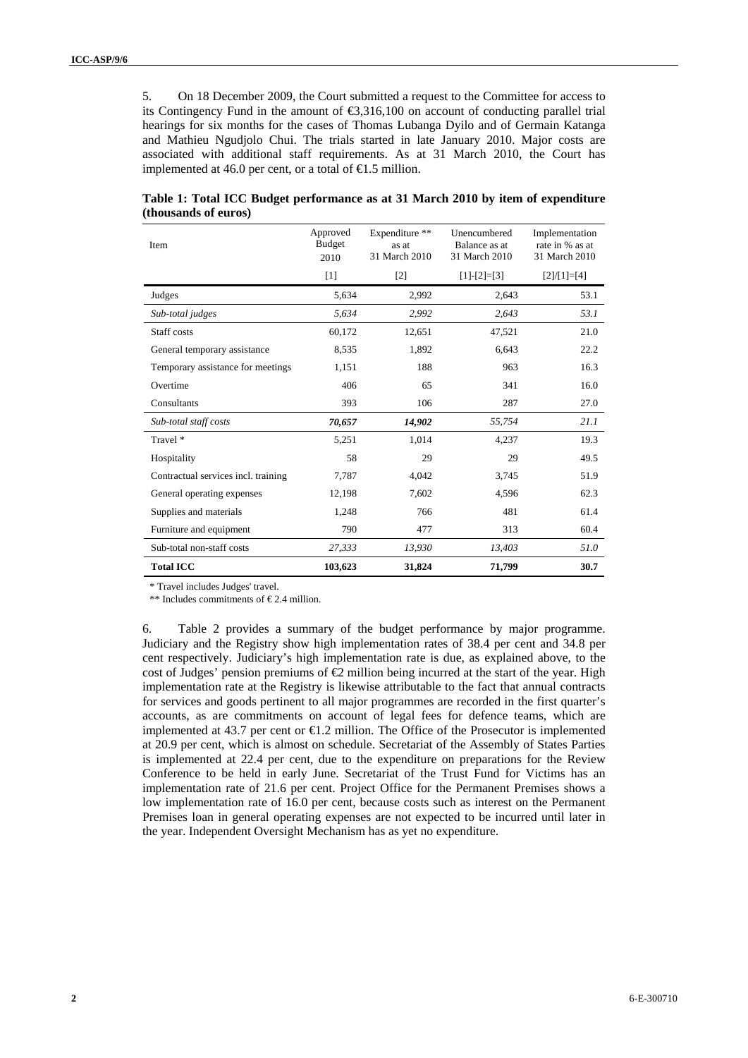5. On 18 December 2009, the Court submitted a request to the Committee for access to its Contingency Fund in the amount of €3,316,100 on account of conducting parallel trial hearings for six months for the cases of Thomas Lubanga Dyilo and of Germain Katanga and Mathieu Ngudjolo Chui. The trials started in late January 2010. Major costs are associated with additional staff requirements. As at 31 March 2010, the Court has implemented at 46.0 per cent, or a total of €1.5 million.

**Table 1: Total ICC Budget performance as at 31 March 2010 by item of expenditure (thousands of euros)**

| Item | Approved Budget 2010 | Expenditure ** as at 31 March 2010 | Unencumbered Balance as at 31 March 2010 | Implementation rate in % as at 31 March 2010 |
|---|---|---|---|---|
| | [1] | [2] | [1]-[2]=[3] | [2]/[1]=[4] |
| Judges | 5,634 | 2,992 | 2,643 | 53.1 |
| *Sub-total judges* | *5,634* | *2,992* | *2,643* | *53.1* |
| Staff costs | 60,172 | 12,651 | 47,521 | 21.0 |
| General temporary assistance | 8,535 | 1,892 | 6,643 | 22.2 |
| Temporary assistance for meetings | 1,151 | 188 | 963 | 16.3 |
| Overtime | 406 | 65 | 341 | 16.0 |
| Consultants | 393 | 106 | 287 | 27.0 |
| *Sub-total staff costs* | ***70,657*** | ***14,902*** | *55,754* | *21.1* |
| Travel * | 5,251 | 1,014 | 4,237 | 19.3 |
| Hospitality | 58 | 29 | 29 | 49.5 |
| Contractual services incl. training | 7,787 | 4,042 | 3,745 | 51.9 |
| General operating expenses | 12,198 | 7,602 | 4,596 | 62.3 |
| Supplies and materials | 1,248 | 766 | 481 | 61.4 |
| Furniture and equipment | 790 | 477 | 313 | 60.4 |
| Sub-total non-staff costs | *27,333* | *13,930* | *13,403* | *51.0* |
| **Total ICC** | **103,623** | **31,824** | **71,799** | **30.7** |

\* Travel includes Judges' travel.

\*\* Includes commitments of € 2.4 million.

6. Table 2 provides a summary of the budget performance by major programme. Judiciary and the Registry show high implementation rates of 38.4 per cent and 34.8 per cent respectively. Judiciary's high implementation rate is due, as explained above, to the cost of Judges' pension premiums of €2 million being incurred at the start of the year. High implementation rate at the Registry is likewise attributable to the fact that annual contracts for services and goods pertinent to all major programmes are recorded in the first quarter's accounts, as are commitments on account of legal fees for defence teams, which are implemented at 43.7 per cent or €1.2 million. The Office of the Prosecutor is implemented at 20.9 per cent, which is almost on schedule. Secretariat of the Assembly of States Parties is implemented at 22.4 per cent, due to the expenditure on preparations for the Review Conference to be held in early June. Secretariat of the Trust Fund for Victims has an implementation rate of 21.6 per cent. Project Office for the Permanent Premises shows a low implementation rate of 16.0 per cent, because costs such as interest on the Permanent Premises loan in general operating expenses are not expected to be incurred until later in the year. Independent Oversight Mechanism has as yet no expenditure.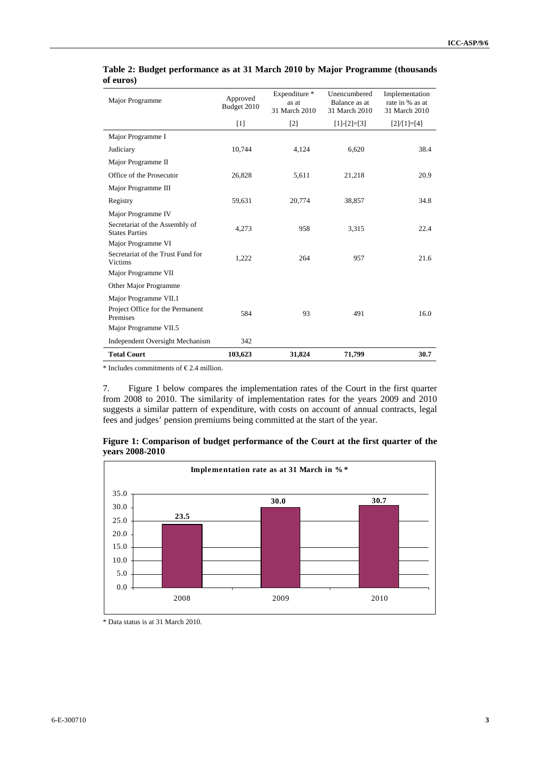**Table 2: Budget performance as at 31 March 2010 by Major Programme (thousands of euros)**

| Major Programme | Approved Budget 2010 | Expenditure * as at 31 March 2010 | Unencumbered Balance as at 31 March 2010 | Implementation rate in % as at 31 March 2010 |
|---|---|---|---|---|
| | [1] | [2] | [1]-[2]=[3] | [2]/[1]=[4] |
| Major Programme I | | | | |
| Judiciary | 10,744 | 4,124 | 6,620 | 38.4 |
| Major Programme II | | | | |
| Office of the Prosecutor | 26,828 | 5,611 | 21,218 | 20.9 |
| Major Programme III | | | | |
| Registry | 59,631 | 20,774 | 38,857 | 34.8 |
| Major Programme IV | | | | |
| Secretariat of the Assembly of States Parties | 4,273 | 958 | 3,315 | 22.4 |
| Major Programme VI | | | | |
| Secretariat of the Trust Fund for Victims | 1,222 | 264 | 957 | 21.6 |
| Major Programme VII | | | | |
| Other Major Programme | | | | |
| Major Programme VII.1 | | | | |
| Project Office for the Permanent Premises | 584 | 93 | 491 | 16.0 |
| Major Programme VII.5 | | | | |
| Independent Oversight Mechanism | 342 | | | |
| **Total Court** | **103,623** | **31,824** | **71,799** | **30.7** |

\* Includes commitments of € 2.4 million.

7. Figure 1 below compares the implementation rates of the Court in the first quarter from 2008 to 2010. The similarity of implementation rates for the years 2009 and 2010 suggests a similar pattern of expenditure, with costs on account of annual contracts, legal fees and judges' pension premiums being committed at the start of the year.

**Figure 1: Comparison of budget performance of the Court at the first quarter of the years 2008-2010**

**Implementation rate as at 31 March in %***

| Year | Implementation rate (%) |
|---|---|
| 2008 | 23.5 |
| 2009 | 30.0 |
| 2010 | 30.7 |

\* Data status is at 31 March 2010.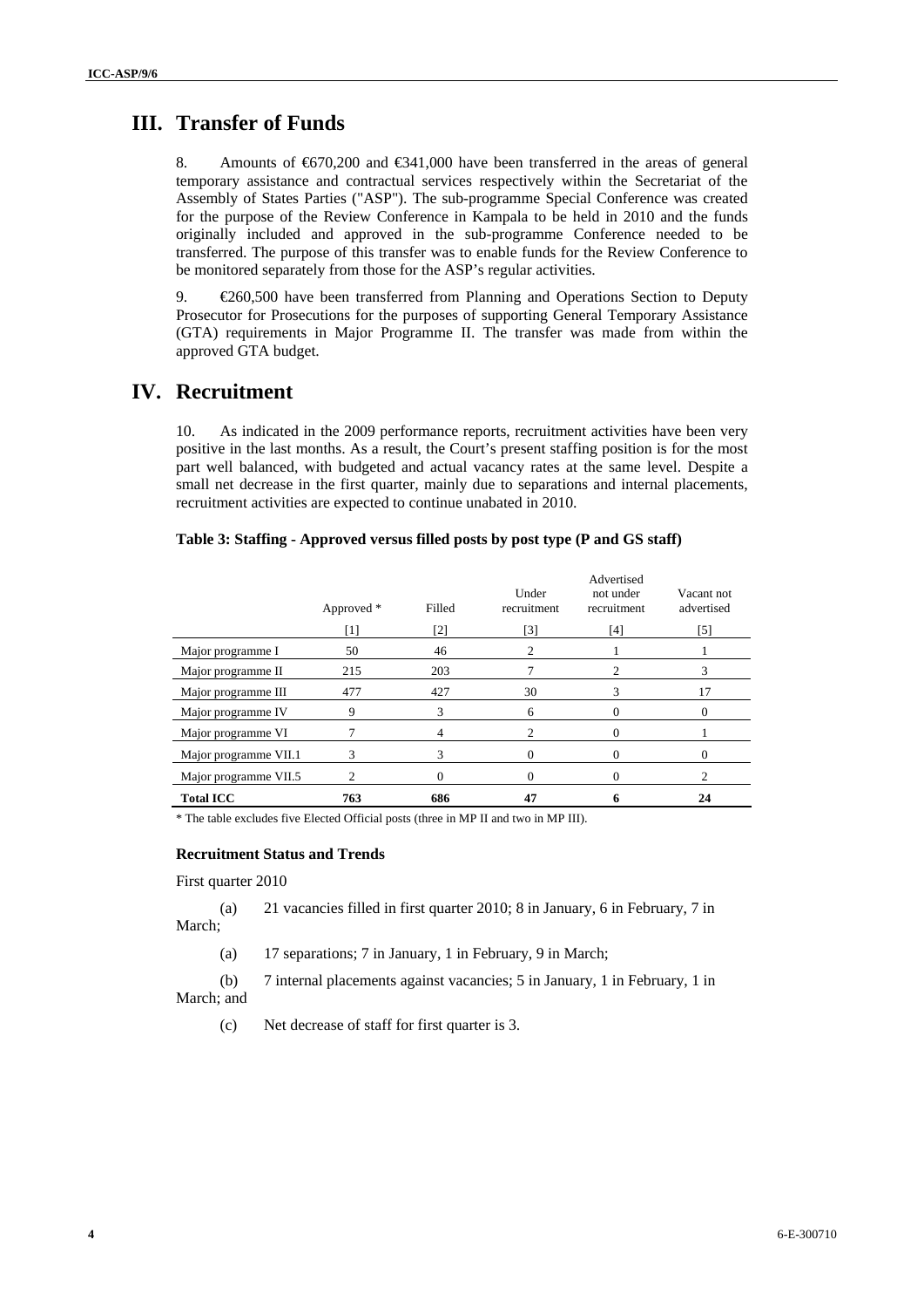# III. Transfer of Funds

8. Amounts of €670,200 and €341,000 have been transferred in the areas of general temporary assistance and contractual services respectively within the Secretariat of the Assembly of States Parties ("ASP"). The sub-programme Special Conference was created for the purpose of the Review Conference in Kampala to be held in 2010 and the funds originally included and approved in the sub-programme Conference needed to be transferred. The purpose of this transfer was to enable funds for the Review Conference to be monitored separately from those for the ASP's regular activities.

9. €260,500 have been transferred from Planning and Operations Section to Deputy Prosecutor for Prosecutions for the purposes of supporting General Temporary Assistance (GTA) requirements in Major Programme II. The transfer was made from within the approved GTA budget.

# IV. Recruitment

10. As indicated in the 2009 performance reports, recruitment activities have been very positive in the last months. As a result, the Court's present staffing position is for the most part well balanced, with budgeted and actual vacancy rates at the same level. Despite a small net decrease in the first quarter, mainly due to separations and internal placements, recruitment activities are expected to continue unabated in 2010.

**Table 3: Staffing - Approved versus filled posts by post type (P and GS staff)**

| | Approved * | Filled | Under recruitment | Advertised not under recruitment | Vacant not advertised |
|---|---|---|---|---|---|
| | [1] | [2] | [3] | [4] | [5] |
| Major programme I | 50 | 46 | 2 | 1 | 1 |
| Major programme II | 215 | 203 | 7 | 2 | 3 |
| Major programme III | 477 | 427 | 30 | 3 | 17 |
| Major programme IV | 9 | 3 | 6 | 0 | 0 |
| Major programme VI | 7 | 4 | 2 | 0 | 1 |
| Major programme VII.1 | 3 | 3 | 0 | 0 | 0 |
| Major programme VII.5 | 2 | 0 | 0 | 0 | 2 |
| **Total ICC** | **763** | **686** | **47** | **6** | **24** |

* The table excludes five Elected Official posts (three in MP II and two in MP III).

**Recruitment Status and Trends**

First quarter 2010

(a) 21 vacancies filled in first quarter 2010; 8 in January, 6 in February, 7 in March;

(a) 17 separations; 7 in January, 1 in February, 9 in March;

(b) 7 internal placements against vacancies; 5 in January, 1 in February, 1 in March; and

(c) Net decrease of staff for first quarter is 3.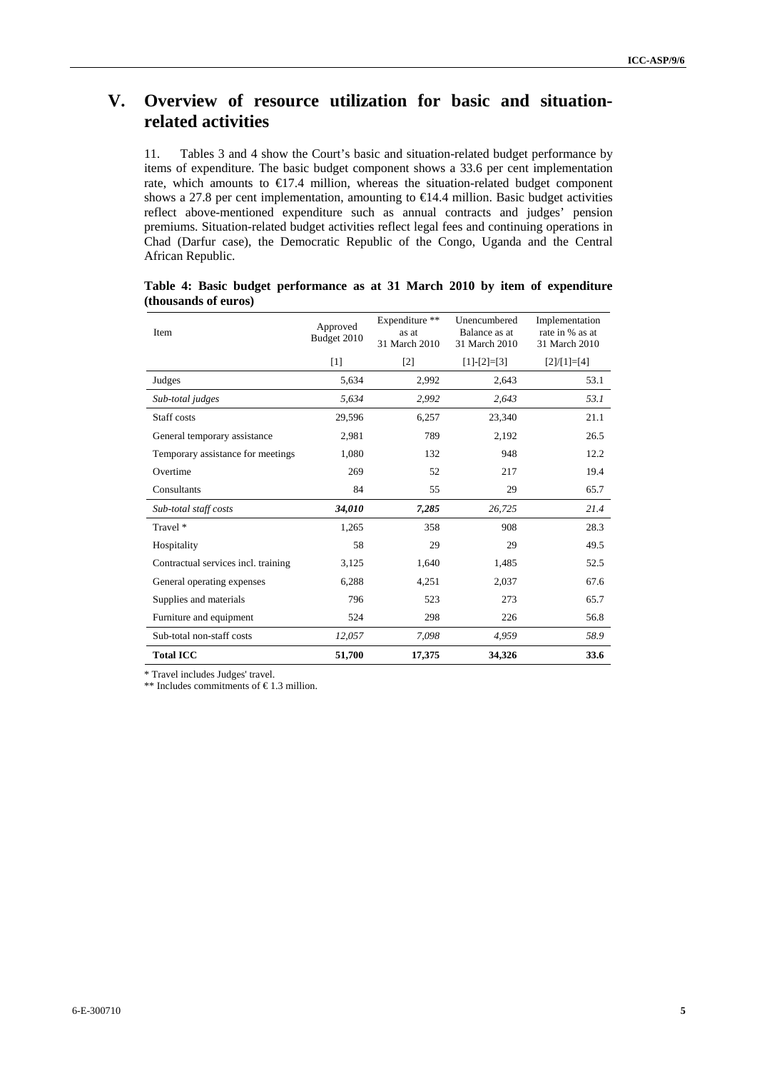# V. Overview of resource utilization for basic and situation-related activities

11. Tables 3 and 4 show the Court's basic and situation-related budget performance by items of expenditure. The basic budget component shows a 33.6 per cent implementation rate, which amounts to €17.4 million, whereas the situation-related budget component shows a 27.8 per cent implementation, amounting to €14.4 million. Basic budget activities reflect above-mentioned expenditure such as annual contracts and judges' pension premiums. Situation-related budget activities reflect legal fees and continuing operations in Chad (Darfur case), the Democratic Republic of the Congo, Uganda and the Central African Republic.

**Table 4: Basic budget performance as at 31 March 2010 by item of expenditure (thousands of euros)**

| Item | Approved Budget 2010 | Expenditure ** as at 31 March 2010 | Unencumbered Balance as at 31 March 2010 | Implementation rate in % as at 31 March 2010 |
|---|---|---|---|---|
| | [1] | [2] | [1]-[2]=[3] | [2]/[1]=[4] |
| Judges | 5,634 | 2,992 | 2,643 | 53.1 |
| *Sub-total judges* | *5,634* | *2,992* | *2,643* | *53.1* |
| Staff costs | 29,596 | 6,257 | 23,340 | 21.1 |
| General temporary assistance | 2,981 | 789 | 2,192 | 26.5 |
| Temporary assistance for meetings | 1,080 | 132 | 948 | 12.2 |
| Overtime | 269 | 52 | 217 | 19.4 |
| Consultants | 84 | 55 | 29 | 65.7 |
| *Sub-total staff costs* | ***34,010*** | ***7,285*** | *26,725* | *21.4* |
| Travel * | 1,265 | 358 | 908 | 28.3 |
| Hospitality | 58 | 29 | 29 | 49.5 |
| Contractual services incl. training | 3,125 | 1,640 | 1,485 | 52.5 |
| General operating expenses | 6,288 | 4,251 | 2,037 | 67.6 |
| Supplies and materials | 796 | 523 | 273 | 65.7 |
| Furniture and equipment | 524 | 298 | 226 | 56.8 |
| Sub-total non-staff costs | *12,057* | *7,098* | *4,959* | *58.9* |
| **Total ICC** | **51,700** | **17,375** | **34,326** | **33.6** |

\* Travel includes Judges' travel.

\*\* Includes commitments of € 1.3 million.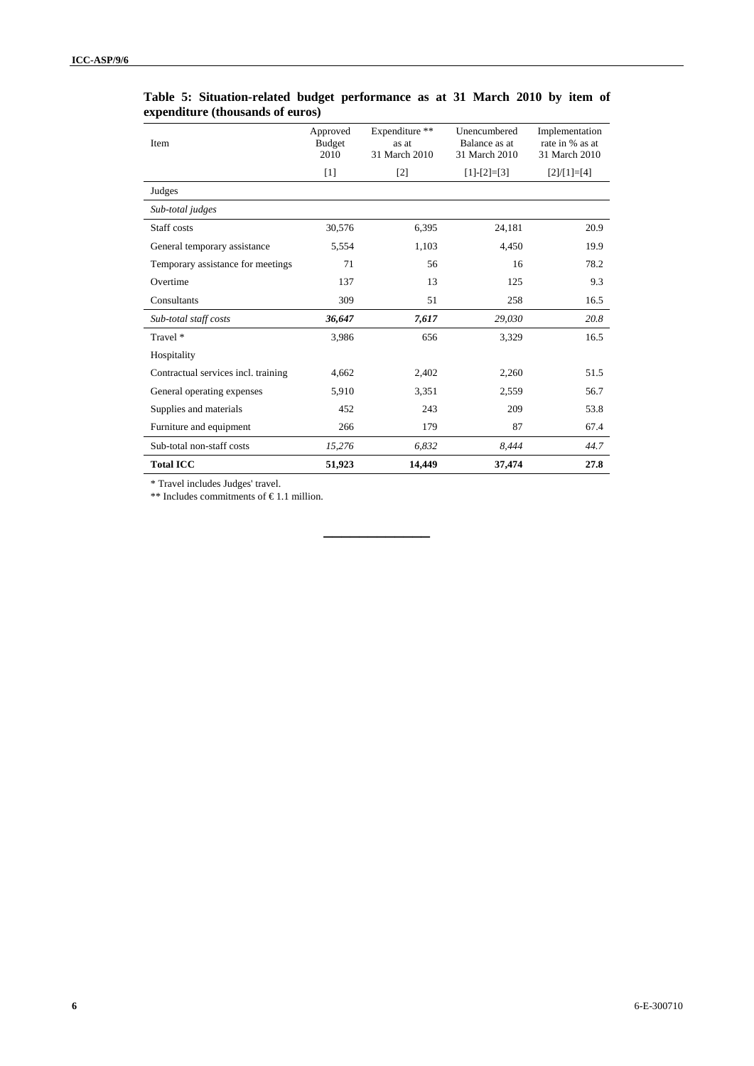**Table 5: Situation-related budget performance as at 31 March 2010 by item of expenditure (thousands of euros)**

| Item | Approved Budget 2010 | Expenditure ** as at 31 March 2010 | Unencumbered Balance as at 31 March 2010 | Implementation rate in % as at 31 March 2010 |
|---|---|---|---|---|
| | [1] | [2] | [1]-[2]=[3] | [2]/[1]=[4] |
| Judges | | | | |
| *Sub-total judges* | | | | |
| Staff costs | 30,576 | 6,395 | 24,181 | 20.9 |
| General temporary assistance | 5,554 | 1,103 | 4,450 | 19.9 |
| Temporary assistance for meetings | 71 | 56 | 16 | 78.2 |
| Overtime | 137 | 13 | 125 | 9.3 |
| Consultants | 309 | 51 | 258 | 16.5 |
| *Sub-total staff costs* | ***36,647*** | ***7,617*** | *29,030* | *20.8* |
| Travel * | 3,986 | 656 | 3,329 | 16.5 |
| Hospitality | | | | |
| Contractual services incl. training | 4,662 | 2,402 | 2,260 | 51.5 |
| General operating expenses | 5,910 | 3,351 | 2,559 | 56.7 |
| Supplies and materials | 452 | 243 | 209 | 53.8 |
| Furniture and equipment | 266 | 179 | 87 | 67.4 |
| Sub-total non-staff costs | *15,276* | *6,832* | *8,444* | *44.7* |
| **Total ICC** | **51,923** | **14,449** | **37,474** | **27.8** |

\* Travel includes Judges' travel.

\*\* Includes commitments of € 1.1 million.

---